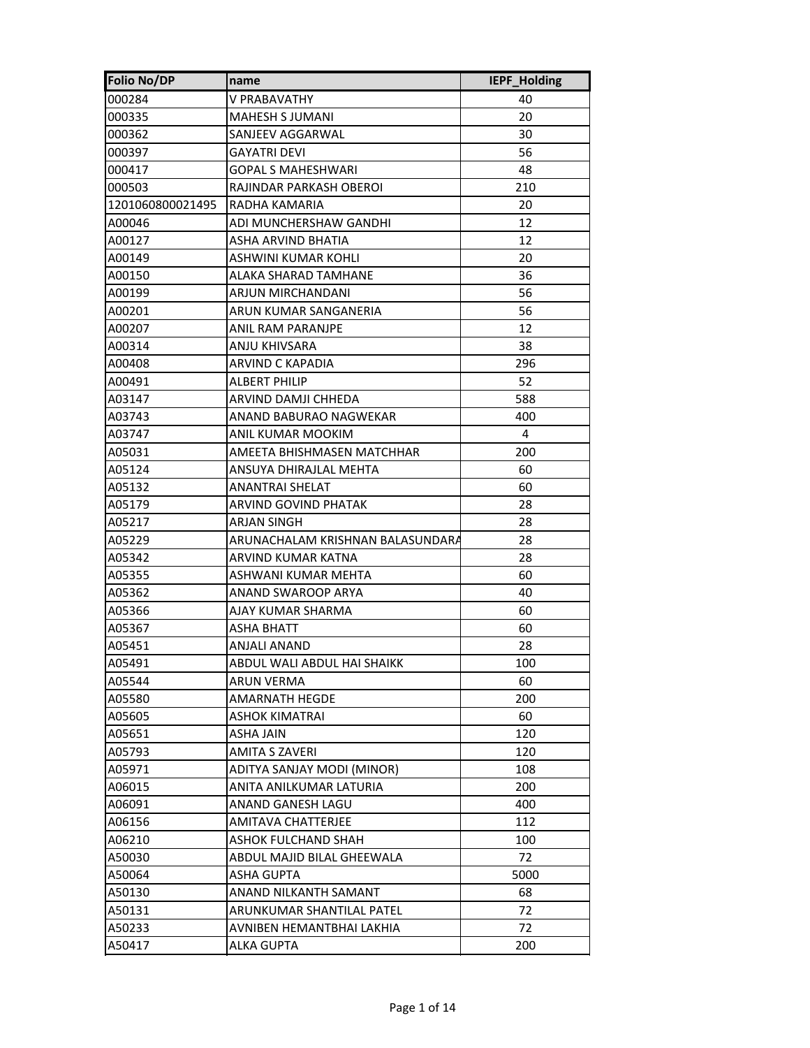| Folio No/DP | name | IEPF_Holding |
|---|---|---|
| 000284 | V PRABAVATHY | 40 |
| 000335 | MAHESH S JUMANI | 20 |
| 000362 | SANJEEV AGGARWAL | 30 |
| 000397 | GAYATRI DEVI | 56 |
| 000417 | GOPAL S MAHESHWARI | 48 |
| 000503 | RAJINDAR PARKASH OBEROI | 210 |
| 1201060800021495 | RADHA KAMARIA | 20 |
| A00046 | ADI MUNCHERSHAW GANDHI | 12 |
| A00127 | ASHA ARVIND BHATIA | 12 |
| A00149 | ASHWINI KUMAR KOHLI | 20 |
| A00150 | ALAKA SHARAD TAMHANE | 36 |
| A00199 | ARJUN MIRCHANDANI | 56 |
| A00201 | ARUN KUMAR SANGANERIA | 56 |
| A00207 | ANIL RAM PARANJPE | 12 |
| A00314 | ANJU KHIVSARA | 38 |
| A00408 | ARVIND C KAPADIA | 296 |
| A00491 | ALBERT PHILIP | 52 |
| A03147 | ARVIND DAMJI CHHEDA | 588 |
| A03743 | ANAND BABURAO NAGWEKAR | 400 |
| A03747 | ANIL KUMAR MOOKIM | 4 |
| A05031 | AMEETA BHISHMASEN MATCHHAR | 200 |
| A05124 | ANSUYA DHIRAJLAL MEHTA | 60 |
| A05132 | ANANTRAI SHELAT | 60 |
| A05179 | ARVIND GOVIND PHATAK | 28 |
| A05217 | ARJAN SINGH | 28 |
| A05229 | ARUNACHALAM KRISHNAN BALASUNDARA | 28 |
| A05342 | ARVIND KUMAR KATNA | 28 |
| A05355 | ASHWANI KUMAR MEHTA | 60 |
| A05362 | ANAND SWAROOP ARYA | 40 |
| A05366 | AJAY KUMAR SHARMA | 60 |
| A05367 | ASHA BHATT | 60 |
| A05451 | ANJALI ANAND | 28 |
| A05491 | ABDUL WALI ABDUL HAI SHAIKK | 100 |
| A05544 | ARUN VERMA | 60 |
| A05580 | AMARNATH HEGDE | 200 |
| A05605 | ASHOK KIMATRAI | 60 |
| A05651 | ASHA JAIN | 120 |
| A05793 | AMITA S ZAVERI | 120 |
| A05971 | ADITYA SANJAY MODI (MINOR) | 108 |
| A06015 | ANITA ANILKUMAR LATURIA | 200 |
| A06091 | ANAND GANESH LAGU | 400 |
| A06156 | AMITAVA CHATTERJEE | 112 |
| A06210 | ASHOK FULCHAND SHAH | 100 |
| A50030 | ABDUL MAJID BILAL GHEEWALA | 72 |
| A50064 | ASHA GUPTA | 5000 |
| A50130 | ANAND NILKANTH SAMANT | 68 |
| A50131 | ARUNKUMAR SHANTILAL PATEL | 72 |
| A50233 | AVNIBEN HEMANTBHAI LAKHIA | 72 |
| A50417 | ALKA GUPTA | 200 |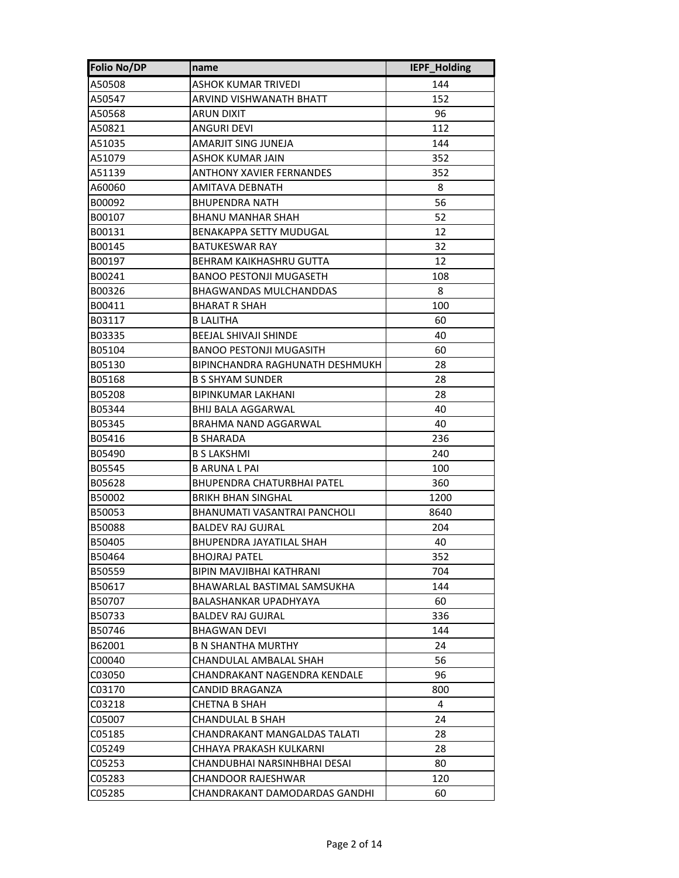| Folio No/DP | name | IEPF_Holding |
|---|---|---|
| A50508 | ASHOK KUMAR TRIVEDI | 144 |
| A50547 | ARVIND VISHWANATH BHATT | 152 |
| A50568 | ARUN DIXIT | 96 |
| A50821 | ANGURI DEVI | 112 |
| A51035 | AMARJIT SING JUNEJA | 144 |
| A51079 | ASHOK KUMAR JAIN | 352 |
| A51139 | ANTHONY XAVIER FERNANDES | 352 |
| A60060 | AMITAVA DEBNATH | 8 |
| B00092 | BHUPENDRA NATH | 56 |
| B00107 | BHANU MANHAR SHAH | 52 |
| B00131 | BENAKAPPA SETTY MUDUGAL | 12 |
| B00145 | BATUKESWAR RAY | 32 |
| B00197 | BEHRAM KAIKHASHRU GUTTA | 12 |
| B00241 | BANOO PESTONJI MUGASETH | 108 |
| B00326 | BHAGWANDAS MULCHANDDAS | 8 |
| B00411 | BHARAT R SHAH | 100 |
| B03117 | B LALITHA | 60 |
| B03335 | BEEJAL SHIVAJI SHINDE | 40 |
| B05104 | BANOO PESTONJI MUGASITH | 60 |
| B05130 | BIPINCHANDRA RAGHUNATH DESHMUKH | 28 |
| B05168 | B S SHYAM SUNDER | 28 |
| B05208 | BIPINKUMAR LAKHANI | 28 |
| B05344 | BHIJ BALA AGGARWAL | 40 |
| B05345 | BRAHMA NAND AGGARWAL | 40 |
| B05416 | B SHARADA | 236 |
| B05490 | B S LAKSHMI | 240 |
| B05545 | B ARUNA L PAI | 100 |
| B05628 | BHUPENDRA CHATURBHAI PATEL | 360 |
| B50002 | BRIKH BHAN SINGHAL | 1200 |
| B50053 | BHANUMATI VASANTRAI PANCHOLI | 8640 |
| B50088 | BALDEV RAJ GUJRAL | 204 |
| B50405 | BHUPENDRA JAYATILAL SHAH | 40 |
| B50464 | BHOJRAJ PATEL | 352 |
| B50559 | BIPIN MAVJIBHAI KATHRANI | 704 |
| B50617 | BHAWARLAL BASTIMAL SAMSUKHA | 144 |
| B50707 | BALASHANKAR UPADHYAYA | 60 |
| B50733 | BALDEV RAJ GUJRAL | 336 |
| B50746 | BHAGWAN DEVI | 144 |
| B62001 | B N SHANTHA MURTHY | 24 |
| C00040 | CHANDULAL AMBALAL SHAH | 56 |
| C03050 | CHANDRAKANT NAGENDRA KENDALE | 96 |
| C03170 | CANDID BRAGANZA | 800 |
| C03218 | CHETNA B SHAH | 4 |
| C05007 | CHANDULAL B SHAH | 24 |
| C05185 | CHANDRAKANT MANGALDAS TALATI | 28 |
| C05249 | CHHAYA PRAKASH KULKARNI | 28 |
| C05253 | CHANDUBHAI NARSINHBHAI DESAI | 80 |
| C05283 | CHANDOOR RAJESHWAR | 120 |
| C05285 | CHANDRAKANT DAMODARDAS GANDHI | 60 |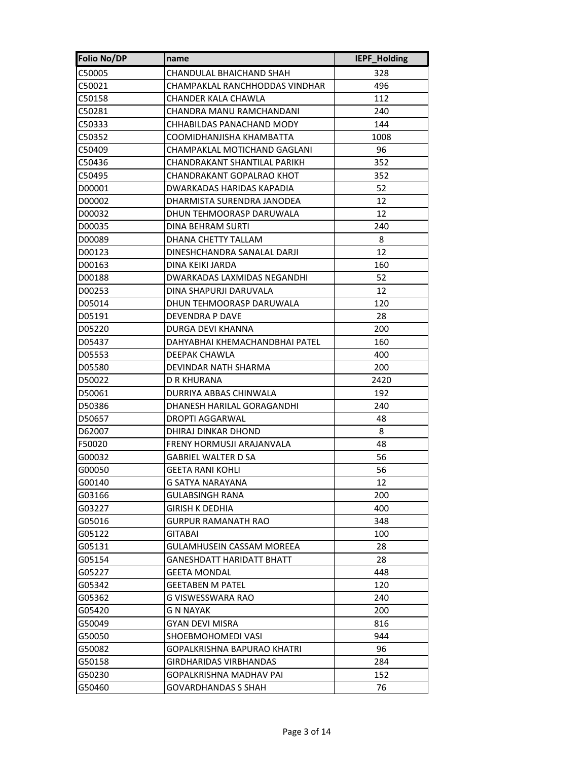| Folio No/DP | name | IEPF_Holding |
|---|---|---|
| C50005 | CHANDULAL BHAICHAND SHAH | 328 |
| C50021 | CHAMPAKLAL RANCHHODDAS VINDHAR | 496 |
| C50158 | CHANDER KALA CHAWLA | 112 |
| C50281 | CHANDRA MANU RAMCHANDANI | 240 |
| C50333 | CHHABILDAS PANACHAND MODY | 144 |
| C50352 | COOMIDHANJISHA KHAMBATTA | 1008 |
| C50409 | CHAMPAKLAL MOTICHAND GAGLANI | 96 |
| C50436 | CHANDRAKANT SHANTILAL PARIKH | 352 |
| C50495 | CHANDRAKANT GOPALRAO KHOT | 352 |
| D00001 | DWARKADAS HARIDAS KAPADIA | 52 |
| D00002 | DHARMISTA SURENDRA JANODEA | 12 |
| D00032 | DHUN TEHMOORASP DARUWALA | 12 |
| D00035 | DINA BEHRAM SURTI | 240 |
| D00089 | DHANA CHETTY TALLAM | 8 |
| D00123 | DINESHCHANDRA SANALAL DARJI | 12 |
| D00163 | DINA KEIKI JARDA | 160 |
| D00188 | DWARKADAS LAXMIDAS NEGANDHI | 52 |
| D00253 | DINA SHAPURJI DARUVALA | 12 |
| D05014 | DHUN TEHMOORASP DARUWALA | 120 |
| D05191 | DEVENDRA P DAVE | 28 |
| D05220 | DURGA DEVI KHANNA | 200 |
| D05437 | DAHYABHAI KHEMACHANDBHAI PATEL | 160 |
| D05553 | DEEPAK CHAWLA | 400 |
| D05580 | DEVINDAR NATH SHARMA | 200 |
| D50022 | D R KHURANA | 2420 |
| D50061 | DURRIYA ABBAS CHINWALA | 192 |
| D50386 | DHANESH HARILAL GORAGANDHI | 240 |
| D50657 | DROPTI AGGARWAL | 48 |
| D62007 | DHIRAJ DINKAR DHOND | 8 |
| F50020 | FRENY HORMUSJI ARAJANVALA | 48 |
| G00032 | GABRIEL WALTER D SA | 56 |
| G00050 | GEETA RANI KOHLI | 56 |
| G00140 | G SATYA NARAYANA | 12 |
| G03166 | GULABSINGH RANA | 200 |
| G03227 | GIRISH K DEDHIA | 400 |
| G05016 | GURPUR RAMANATH RAO | 348 |
| G05122 | GITABAI | 100 |
| G05131 | GULAMHUSEIN CASSAM MOREEA | 28 |
| G05154 | GANESHDATT HARIDATT BHATT | 28 |
| G05227 | GEETA MONDAL | 448 |
| G05342 | GEETABEN M PATEL | 120 |
| G05362 | G VISWESSWARA RAO | 240 |
| G05420 | G N NAYAK | 200 |
| G50049 | GYAN DEVI MISRA | 816 |
| G50050 | SHOEBMOHOMEDI VASI | 944 |
| G50082 | GOPALKRISHNA BAPURAO KHATRI | 96 |
| G50158 | GIRDHARIDAS VIRBHANDAS | 284 |
| G50230 | GOPALKRISHNA MADHAV PAI | 152 |
| G50460 | GOVARDHANDAS S SHAH | 76 |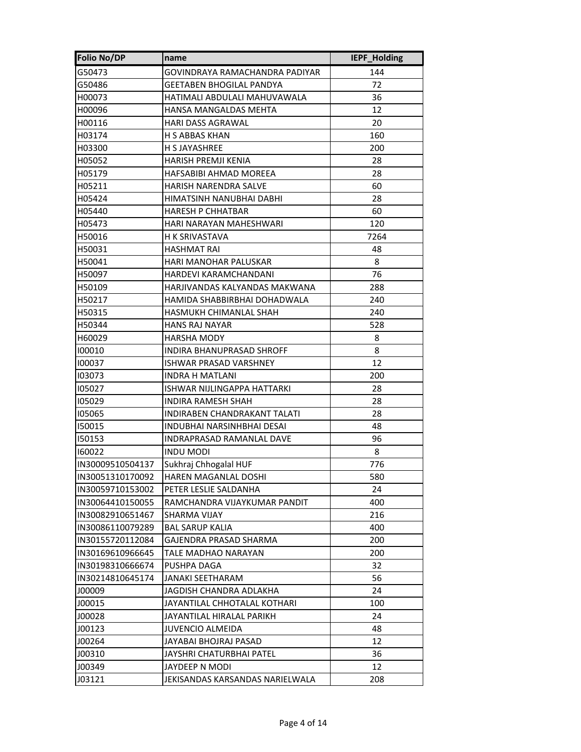| Folio No/DP | name | IEPF_Holding |
| --- | --- | --- |
| G50473 | GOVINDRAYA RAMACHANDRA PADIYAR | 144 |
| G50486 | GEETABEN BHOGILAL PANDYA | 72 |
| H00073 | HATIMALI ABDULALI MAHUVAWALA | 36 |
| H00096 | HANSA MANGALDAS MEHTA | 12 |
| H00116 | HARI DASS AGRAWAL | 20 |
| H03174 | H S ABBAS KHAN | 160 |
| H03300 | H S JAYASHREE | 200 |
| H05052 | HARISH PREMJI KENIA | 28 |
| H05179 | HAFSABIBI AHMAD MOREEA | 28 |
| H05211 | HARISH NARENDRA SALVE | 60 |
| H05424 | HIMATSINH NANUBHAI DABHI | 28 |
| H05440 | HARESH P CHHATBAR | 60 |
| H05473 | HARI NARAYAN MAHESHWARI | 120 |
| H50016 | H K SRIVASTAVA | 7264 |
| H50031 | HASHMAT RAI | 48 |
| H50041 | HARI MANOHAR PALUSKAR | 8 |
| H50097 | HARDEVI KARAMCHANDANI | 76 |
| H50109 | HARJIVANDAS KALYANDAS MAKWANA | 288 |
| H50217 | HAMIDA SHABBIRBHAI DOHADWALA | 240 |
| H50315 | HASMUKH CHIMANLAL SHAH | 240 |
| H50344 | HANS RAJ NAYAR | 528 |
| H60029 | HARSHA MODY | 8 |
| I00010 | INDIRA BHANUPRASAD SHROFF | 8 |
| I00037 | ISHWAR PRASAD VARSHNEY | 12 |
| I03073 | INDRA H MATLANI | 200 |
| I05027 | ISHWAR NIJLINGAPPA HATTARKI | 28 |
| I05029 | INDIRA RAMESH SHAH | 28 |
| I05065 | INDIRABEN CHANDRAKANT TALATI | 28 |
| I50015 | INDUBHAI NARSINHBHAI DESAI | 48 |
| I50153 | INDRAPRASAD RAMANLAL DAVE | 96 |
| I60022 | INDU MODI | 8 |
| IN30009510504137 | Sukhraj Chhogalal HUF | 776 |
| IN30051310170092 | HAREN MAGANLAL DOSHI | 580 |
| IN30059710153002 | PETER LESLIE SALDANHA | 24 |
| IN30064410150055 | RAMCHANDRA VIJAYKUMAR PANDIT | 400 |
| IN30082910651467 | SHARMA VIJAY | 216 |
| IN30086110079289 | BAL SARUP KALIA | 400 |
| IN30155720112084 | GAJENDRA PRASAD SHARMA | 200 |
| IN30169610966645 | TALE MADHAO NARAYAN | 200 |
| IN30198310666674 | PUSHPA DAGA | 32 |
| IN30214810645174 | JANAKI SEETHARAM | 56 |
| J00009 | JAGDISH CHANDRA ADLAKHA | 24 |
| J00015 | JAYANTILAL CHHOTALAL KOTHARI | 100 |
| J00028 | JAYANTILAL HIRALAL PARIKH | 24 |
| J00123 | JUVENCIO ALMEIDA | 48 |
| J00264 | JAYABAI BHOJRAJ PASAD | 12 |
| J00310 | JAYSHRI CHATURBHAI PATEL | 36 |
| J00349 | JAYDEEP N MODI | 12 |
| J03121 | JEKISANDAS KARSANDAS NARIELWALA | 208 |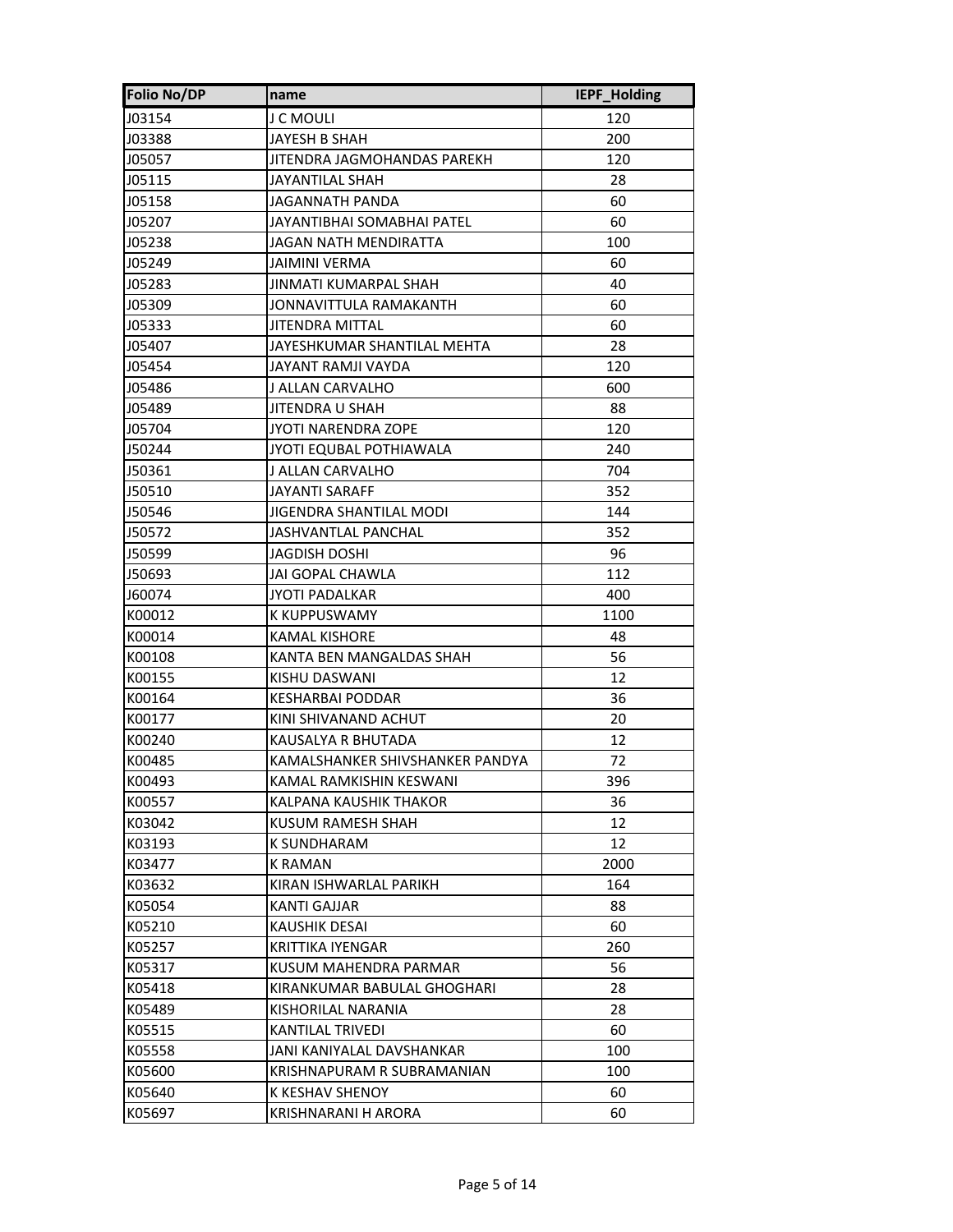| Folio No/DP | name | IEPF_Holding |
|---|---|---|
| J03154 | J C MOULI | 120 |
| J03388 | JAYESH B SHAH | 200 |
| J05057 | JITENDRA JAGMOHANDAS PAREKH | 120 |
| J05115 | JAYANTILAL SHAH | 28 |
| J05158 | JAGANNATH PANDA | 60 |
| J05207 | JAYANTIBHAI SOMABHAI PATEL | 60 |
| J05238 | JAGAN NATH MENDIRATTA | 100 |
| J05249 | JAIMINI VERMA | 60 |
| J05283 | JINMATI KUMARPAL SHAH | 40 |
| J05309 | JONNAVITTULA RAMAKANTH | 60 |
| J05333 | JITENDRA MITTAL | 60 |
| J05407 | JAYESHKUMAR SHANTILAL MEHTA | 28 |
| J05454 | JAYANT RAMJI VAYDA | 120 |
| J05486 | J ALLAN CARVALHO | 600 |
| J05489 | JITENDRA U SHAH | 88 |
| J05704 | JYOTI NARENDRA ZOPE | 120 |
| J50244 | JYOTI EQUBAL POTHIAWALA | 240 |
| J50361 | J ALLAN CARVALHO | 704 |
| J50510 | JAYANTI SARAFF | 352 |
| J50546 | JIGENDRA SHANTILAL MODI | 144 |
| J50572 | JASHVANTLAL PANCHAL | 352 |
| J50599 | JAGDISH DOSHI | 96 |
| J50693 | JAI GOPAL CHAWLA | 112 |
| J60074 | JYOTI PADALKAR | 400 |
| K00012 | K KUPPUSWAMY | 1100 |
| K00014 | KAMAL KISHORE | 48 |
| K00108 | KANTA BEN MANGALDAS SHAH | 56 |
| K00155 | KISHU DASWANI | 12 |
| K00164 | KESHARBAI PODDAR | 36 |
| K00177 | KINI SHIVANAND ACHUT | 20 |
| K00240 | KAUSALYA R BHUTADA | 12 |
| K00485 | KAMALSHANKER SHIVSHANKER PANDYA | 72 |
| K00493 | KAMAL RAMKISHIN KESWANI | 396 |
| K00557 | KALPANA KAUSHIK THAKOR | 36 |
| K03042 | KUSUM RAMESH SHAH | 12 |
| K03193 | K SUNDHARAM | 12 |
| K03477 | K RAMAN | 2000 |
| K03632 | KIRAN ISHWARLAL PARIKH | 164 |
| K05054 | KANTI GAJJAR | 88 |
| K05210 | KAUSHIK DESAI | 60 |
| K05257 | KRITTIKA IYENGAR | 260 |
| K05317 | KUSUM MAHENDRA PARMAR | 56 |
| K05418 | KIRANKUMAR BABULAL GHOGHARI | 28 |
| K05489 | KISHORILAL NARANIA | 28 |
| K05515 | KANTILAL TRIVEDI | 60 |
| K05558 | JANI KANIYALAL DAVSHANKAR | 100 |
| K05600 | KRISHNAPURAM R SUBRAMANIAN | 100 |
| K05640 | K KESHAV SHENOY | 60 |
| K05697 | KRISHNARANI H ARORA | 60 |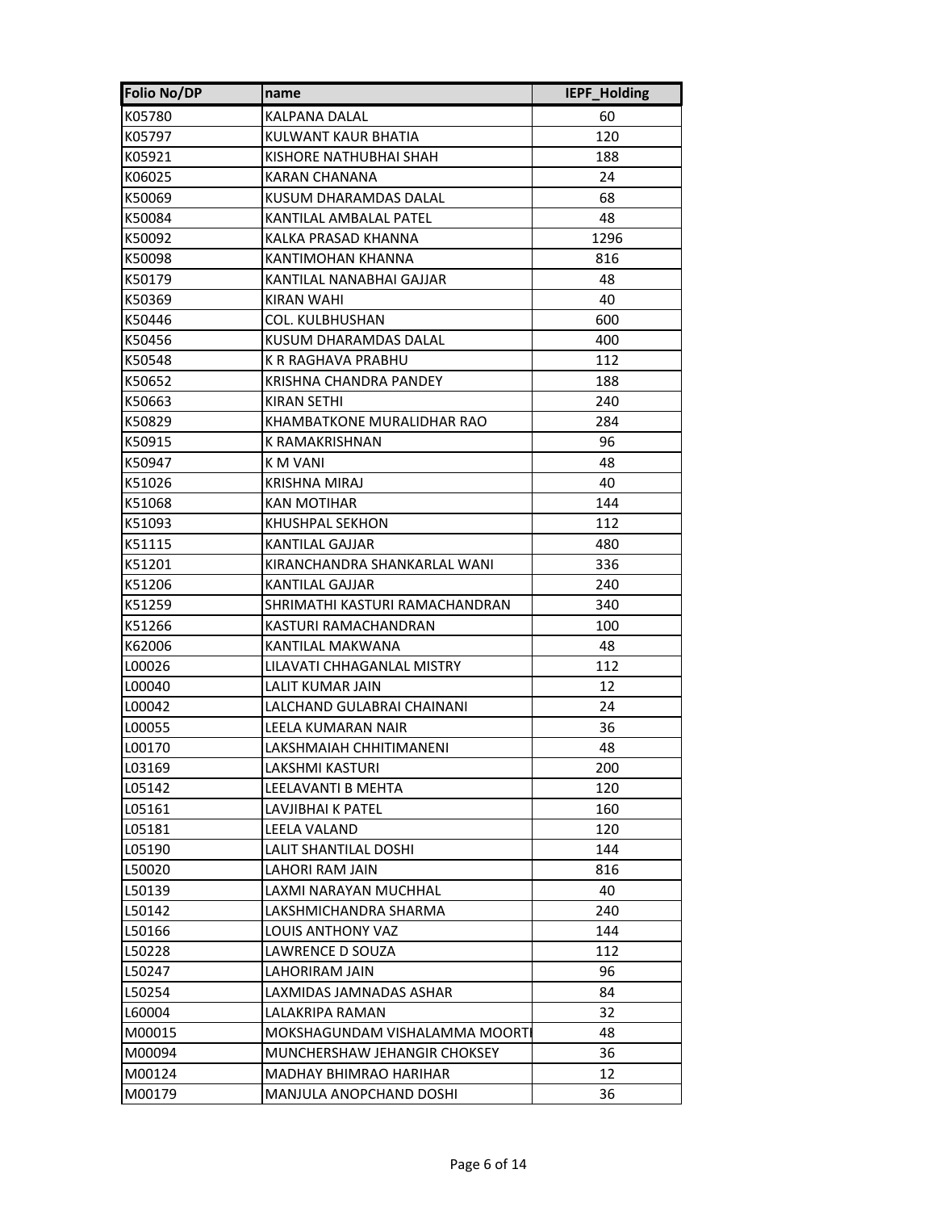| Folio No/DP | name | IEPF_Holding |
| --- | --- | --- |
| K05780 | KALPANA DALAL | 60 |
| K05797 | KULWANT KAUR BHATIA | 120 |
| K05921 | KISHORE NATHUBHAI SHAH | 188 |
| K06025 | KARAN CHANANA | 24 |
| K50069 | KUSUM DHARAMDAS DALAL | 68 |
| K50084 | KANTILAL AMBALAL PATEL | 48 |
| K50092 | KALKA PRASAD KHANNA | 1296 |
| K50098 | KANTIMOHAN KHANNA | 816 |
| K50179 | KANTILAL NANABHAI GAJJAR | 48 |
| K50369 | KIRAN WAHI | 40 |
| K50446 | COL. KULBHUSHAN | 600 |
| K50456 | KUSUM DHARAMDAS DALAL | 400 |
| K50548 | K R RAGHAVA PRABHU | 112 |
| K50652 | KRISHNA CHANDRA PANDEY | 188 |
| K50663 | KIRAN SETHI | 240 |
| K50829 | KHAMBATKONE MURALIDHAR RAO | 284 |
| K50915 | K RAMAKRISHNAN | 96 |
| K50947 | K M VANI | 48 |
| K51026 | KRISHNA MIRAJ | 40 |
| K51068 | KAN MOTIHAR | 144 |
| K51093 | KHUSHPAL SEKHON | 112 |
| K51115 | KANTILAL GAJJAR | 480 |
| K51201 | KIRANCHANDRA SHANKARLAL WANI | 336 |
| K51206 | KANTILAL GAJJAR | 240 |
| K51259 | SHRIMATHI KASTURI RAMACHANDRAN | 340 |
| K51266 | KASTURI RAMACHANDRAN | 100 |
| K62006 | KANTILAL MAKWANA | 48 |
| L00026 | LILAVATI CHHAGANLAL MISTRY | 112 |
| L00040 | LALIT KUMAR JAIN | 12 |
| L00042 | LALCHAND GULABRAI CHAINANI | 24 |
| L00055 | LEELA KUMARAN NAIR | 36 |
| L00170 | LAKSHMAIAH CHHITIMANENI | 48 |
| L03169 | LAKSHMI KASTURI | 200 |
| L05142 | LEELAVANTI B MEHTA | 120 |
| L05161 | LAVJIBHAI K PATEL | 160 |
| L05181 | LEELA VALAND | 120 |
| L05190 | LALIT SHANTILAL DOSHI | 144 |
| L50020 | LAHORI RAM JAIN | 816 |
| L50139 | LAXMI NARAYAN MUCHHAL | 40 |
| L50142 | LAKSHMICHANDRA SHARMA | 240 |
| L50166 | LOUIS ANTHONY VAZ | 144 |
| L50228 | LAWRENCE D SOUZA | 112 |
| L50247 | LAHORIRAM JAIN | 96 |
| L50254 | LAXMIDAS JAMNADAS ASHAR | 84 |
| L60004 | LALAKRIPA RAMAN | 32 |
| M00015 | MOKSHAGUNDAM VISHALAMMA MOORTI | 48 |
| M00094 | MUNCHERSHAW JEHANGIR CHOKSEY | 36 |
| M00124 | MADHAY BHIMRAO HARIHAR | 12 |
| M00179 | MANJULA ANOPCHAND DOSHI | 36 |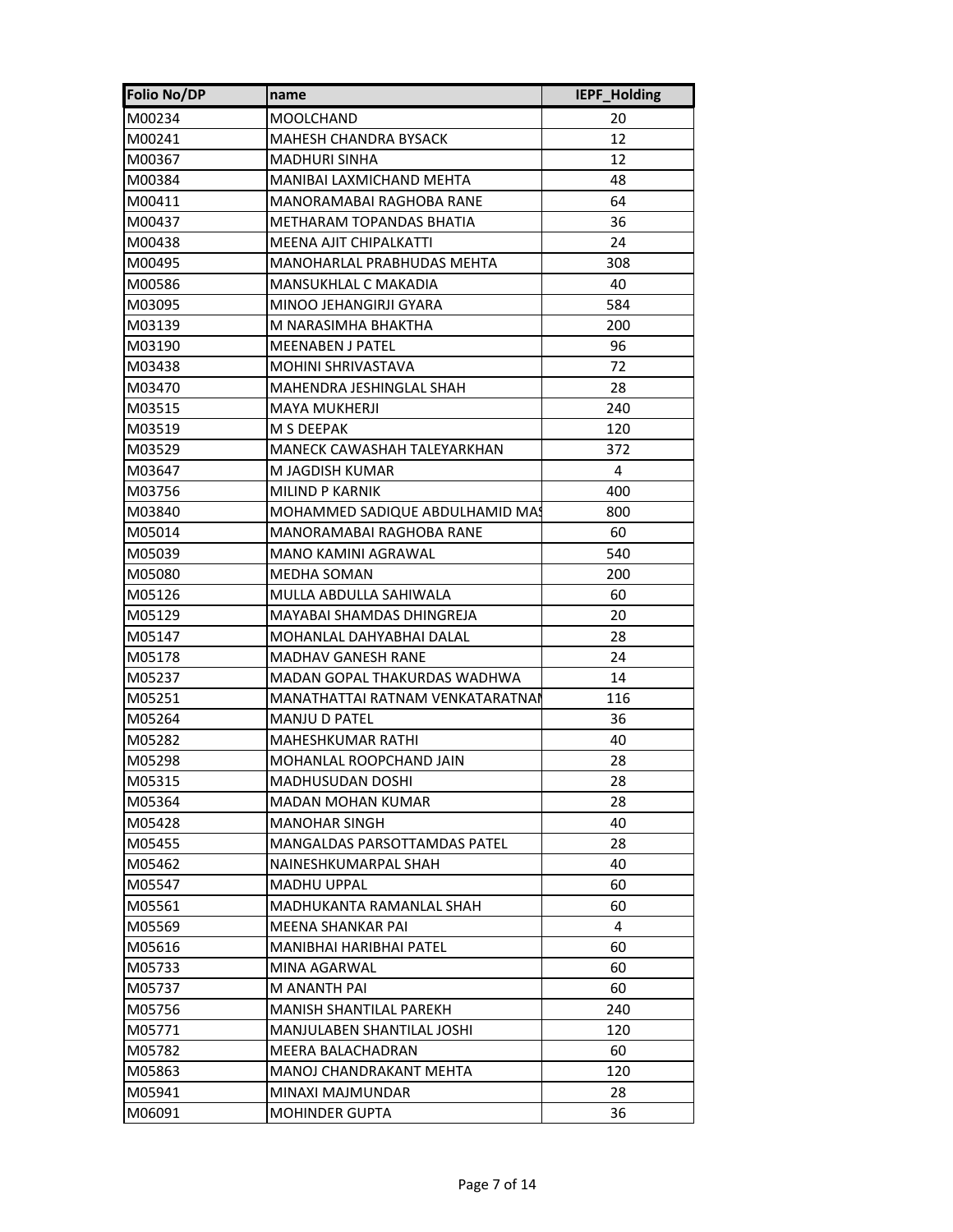| Folio No/DP | name | IEPF_Holding |
|---|---|---|
| M00234 | MOOLCHAND | 20 |
| M00241 | MAHESH CHANDRA BYSACK | 12 |
| M00367 | MADHURI SINHA | 12 |
| M00384 | MANIBAI LAXMICHAND MEHTA | 48 |
| M00411 | MANORAMABAI RAGHOBA RANE | 64 |
| M00437 | METHARAM TOPANDAS BHATIA | 36 |
| M00438 | MEENA AJIT CHIPALKATTI | 24 |
| M00495 | MANOHARLAL PRABHUDAS MEHTA | 308 |
| M00586 | MANSUKHLAL C MAKADIA | 40 |
| M03095 | MINOO JEHANGIRJI GYARA | 584 |
| M03139 | M NARASIMHA BHAKTHA | 200 |
| M03190 | MEENABEN J PATEL | 96 |
| M03438 | MOHINI SHRIVASTAVA | 72 |
| M03470 | MAHENDRA JESHINGLAL SHAH | 28 |
| M03515 | MAYA MUKHERJI | 240 |
| M03519 | M S DEEPAK | 120 |
| M03529 | MANECK CAWASHAH TALEYARKHAN | 372 |
| M03647 | M JAGDISH KUMAR | 4 |
| M03756 | MILIND P KARNIK | 400 |
| M03840 | MOHAMMED SADIQUE ABDULHAMID MAS | 800 |
| M05014 | MANORAMABAI RAGHOBA RANE | 60 |
| M05039 | MANO KAMINI AGRAWAL | 540 |
| M05080 | MEDHA SOMAN | 200 |
| M05126 | MULLA ABDULLA SAHIWALA | 60 |
| M05129 | MAYABAI SHAMDAS DHINGREJA | 20 |
| M05147 | MOHANLAL DAHYABHAI DALAL | 28 |
| M05178 | MADHAV GANESH RANE | 24 |
| M05237 | MADAN GOPAL THAKURDAS WADHWA | 14 |
| M05251 | MANATHATTAI RATNAM VENKATARATNAI | 116 |
| M05264 | MANJU D PATEL | 36 |
| M05282 | MAHESHKUMAR RATHI | 40 |
| M05298 | MOHANLAL ROOPCHAND JAIN | 28 |
| M05315 | MADHUSUDAN DOSHI | 28 |
| M05364 | MADAN MOHAN KUMAR | 28 |
| M05428 | MANOHAR SINGH | 40 |
| M05455 | MANGALDAS PARSOTTAMDAS PATEL | 28 |
| M05462 | NAINESHKUMARPAL SHAH | 40 |
| M05547 | MADHU UPPAL | 60 |
| M05561 | MADHUKANTA RAMANLAL SHAH | 60 |
| M05569 | MEENA SHANKAR PAI | 4 |
| M05616 | MANIBHAI HARIBHAI PATEL | 60 |
| M05733 | MINA AGARWAL | 60 |
| M05737 | M ANANTH PAI | 60 |
| M05756 | MANISH SHANTILAL PAREKH | 240 |
| M05771 | MANJULABEN SHANTILAL JOSHI | 120 |
| M05782 | MEERA BALACHADRAN | 60 |
| M05863 | MANOJ CHANDRAKANT MEHTA | 120 |
| M05941 | MINAXI MAJMUNDAR | 28 |
| M06091 | MOHINDER GUPTA | 36 |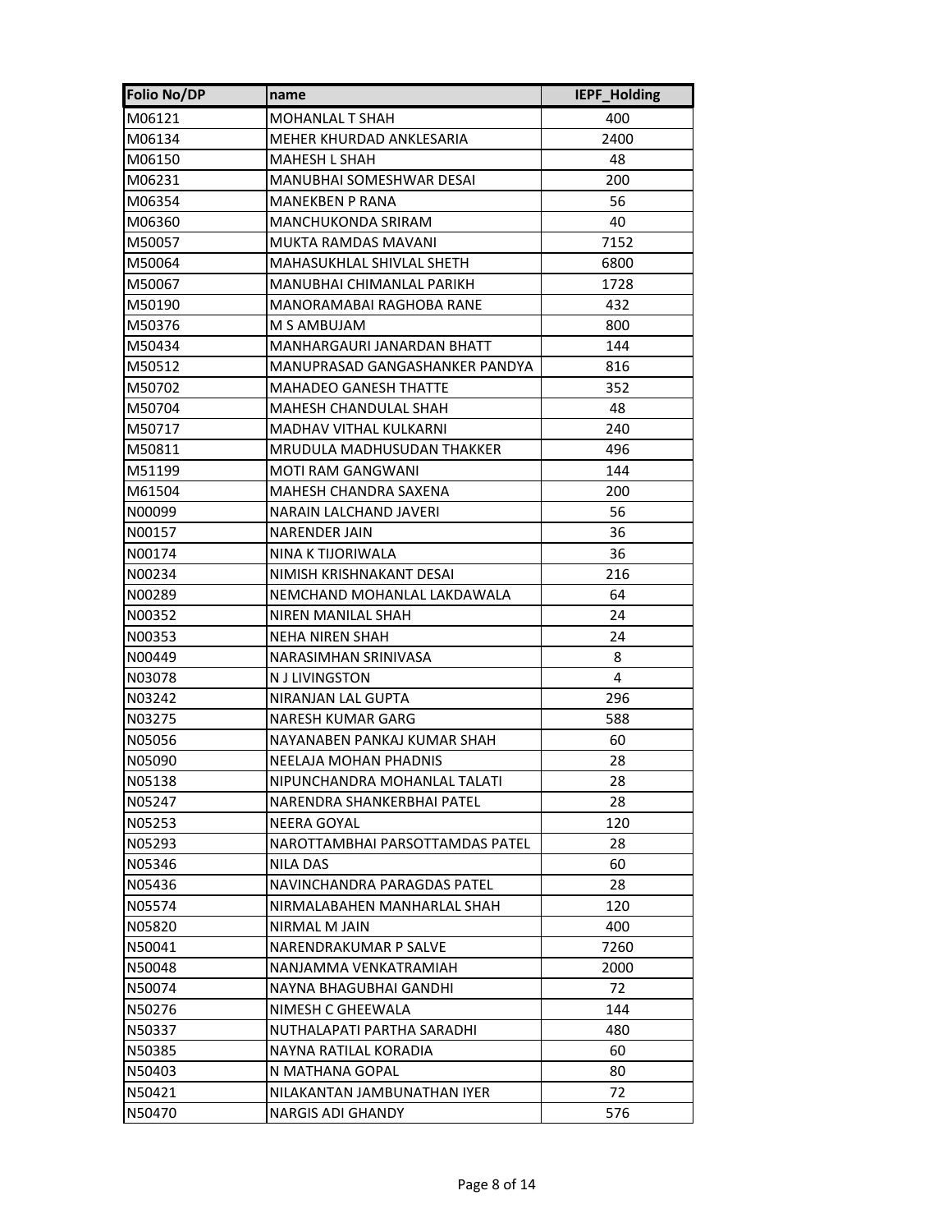| Folio No/DP | name | IEPF_Holding |
|---|---|---|
| M06121 | MOHANLAL T SHAH | 400 |
| M06134 | MEHER KHURDAD ANKLESARIA | 2400 |
| M06150 | MAHESH L SHAH | 48 |
| M06231 | MANUBHAI SOMESHWAR DESAI | 200 |
| M06354 | MANEKBEN P RANA | 56 |
| M06360 | MANCHUKONDA SRIRAM | 40 |
| M50057 | MUKTA RAMDAS MAVANI | 7152 |
| M50064 | MAHASUKHLAL SHIVLAL SHETH | 6800 |
| M50067 | MANUBHAI CHIMANLAL PARIKH | 1728 |
| M50190 | MANORAMABAI RAGHOBA RANE | 432 |
| M50376 | M S AMBUJAM | 800 |
| M50434 | MANHARGAURI JANARDAN BHATT | 144 |
| M50512 | MANUPRASAD GANGASHANKER PANDYA | 816 |
| M50702 | MAHADEO GANESH THATTE | 352 |
| M50704 | MAHESH CHANDULAL SHAH | 48 |
| M50717 | MADHAV VITHAL KULKARNI | 240 |
| M50811 | MRUDULA MADHUSUDAN THAKKER | 496 |
| M51199 | MOTI RAM GANGWANI | 144 |
| M61504 | MAHESH CHANDRA SAXENA | 200 |
| N00099 | NARAIN LALCHAND JAVERI | 56 |
| N00157 | NARENDER JAIN | 36 |
| N00174 | NINA K TIJORIWALA | 36 |
| N00234 | NIMISH KRISHNAKANT DESAI | 216 |
| N00289 | NEMCHAND MOHANLAL LAKDAWALA | 64 |
| N00352 | NIREN MANILAL SHAH | 24 |
| N00353 | NEHA NIREN SHAH | 24 |
| N00449 | NARASIMHAN SRINIVASA | 8 |
| N03078 | N J LIVINGSTON | 4 |
| N03242 | NIRANJAN LAL GUPTA | 296 |
| N03275 | NARESH KUMAR GARG | 588 |
| N05056 | NAYANABEN PANKAJ KUMAR SHAH | 60 |
| N05090 | NEELAJA MOHAN PHADNIS | 28 |
| N05138 | NIPUNCHANDRA MOHANLAL TALATI | 28 |
| N05247 | NARENDRA SHANKERBHAI PATEL | 28 |
| N05253 | NEERA GOYAL | 120 |
| N05293 | NAROTTAMBHAI PARSOTTAMDAS PATEL | 28 |
| N05346 | NILA DAS | 60 |
| N05436 | NAVINCHANDRA PARAGDAS PATEL | 28 |
| N05574 | NIRMALABAHEN MANHARLAL SHAH | 120 |
| N05820 | NIRMAL M JAIN | 400 |
| N50041 | NARENDRAKUMAR P SALVE | 7260 |
| N50048 | NANJAMMA VENKATRAMIAH | 2000 |
| N50074 | NAYNA BHAGUBHAI GANDHI | 72 |
| N50276 | NIMESH C GHEEWALA | 144 |
| N50337 | NUTHALAPATI PARTHA SARADHI | 480 |
| N50385 | NAYNA RATILAL KORADIA | 60 |
| N50403 | N MATHANA GOPAL | 80 |
| N50421 | NILAKANTAN JAMBUNATHAN IYER | 72 |
| N50470 | NARGIS ADI GHANDY | 576 |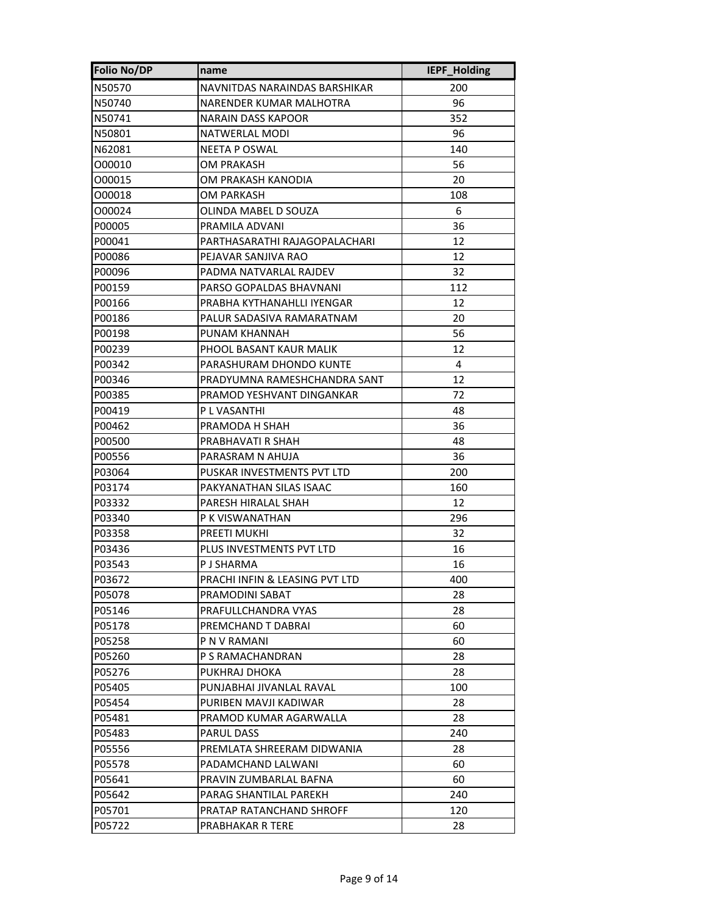| Folio No/DP | name | IEPF_Holding |
|---|---|---|
| N50570 | NAVNITDAS NARAINDAS BARSHIKAR | 200 |
| N50740 | NARENDER KUMAR MALHOTRA | 96 |
| N50741 | NARAIN DASS KAPOOR | 352 |
| N50801 | NATWERLAL MODI | 96 |
| N62081 | NEETA P OSWAL | 140 |
| O00010 | OM PRAKASH | 56 |
| O00015 | OM PRAKASH KANODIA | 20 |
| O00018 | OM PARKASH | 108 |
| O00024 | OLINDA MABEL D SOUZA | 6 |
| P00005 | PRAMILA ADVANI | 36 |
| P00041 | PARTHASARATHI RAJAGOPALACHARI | 12 |
| P00086 | PEJAVAR SANJIVA RAO | 12 |
| P00096 | PADMA NATVARLAL RAJDEV | 32 |
| P00159 | PARSO GOPALDAS BHAVNANI | 112 |
| P00166 | PRABHA KYTHANAHLLI IYENGAR | 12 |
| P00186 | PALUR SADASIVA RAMARATNAM | 20 |
| P00198 | PUNAM KHANNAH | 56 |
| P00239 | PHOOL BASANT KAUR MALIK | 12 |
| P00342 | PARASHURAM DHONDO KUNTE | 4 |
| P00346 | PRADYUMNA RAMESHCHANDRA SANT | 12 |
| P00385 | PRAMOD YESHVANT DINGANKAR | 72 |
| P00419 | P L VASANTHI | 48 |
| P00462 | PRAMODA H SHAH | 36 |
| P00500 | PRABHAVATI R SHAH | 48 |
| P00556 | PARASRAM N AHUJA | 36 |
| P03064 | PUSKAR INVESTMENTS PVT LTD | 200 |
| P03174 | PAKYANATHAN SILAS ISAAC | 160 |
| P03332 | PARESH HIRALAL SHAH | 12 |
| P03340 | P K VISWANATHAN | 296 |
| P03358 | PREETI MUKHI | 32 |
| P03436 | PLUS INVESTMENTS PVT LTD | 16 |
| P03543 | P J SHARMA | 16 |
| P03672 | PRACHI INFIN & LEASING PVT LTD | 400 |
| P05078 | PRAMODINI SABAT | 28 |
| P05146 | PRAFULLCHANDRA VYAS | 28 |
| P05178 | PREMCHAND T DABRAI | 60 |
| P05258 | P N V RAMANI | 60 |
| P05260 | P S RAMACHANDRAN | 28 |
| P05276 | PUKHRAJ DHOKA | 28 |
| P05405 | PUNJABHAI JIVANLAL RAVAL | 100 |
| P05454 | PURIBEN MAVJI KADIWAR | 28 |
| P05481 | PRAMOD KUMAR AGARWALLA | 28 |
| P05483 | PARUL DASS | 240 |
| P05556 | PREMLATA SHREERAM DIDWANIA | 28 |
| P05578 | PADAMCHAND LALWANI | 60 |
| P05641 | PRAVIN ZUMBARLAL BAFNA | 60 |
| P05642 | PARAG SHANTILAL PAREKH | 240 |
| P05701 | PRATAP RATANCHAND SHROFF | 120 |
| P05722 | PRABHAKAR R TERE | 28 |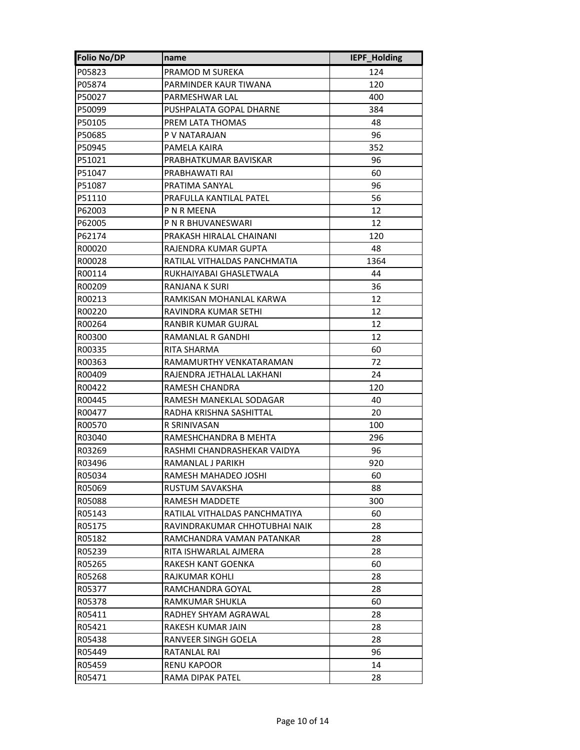| Folio No/DP | name | IEPF_Holding |
|---|---|---|
| P05823 | PRAMOD M SUREKA | 124 |
| P05874 | PARMINDER KAUR TIWANA | 120 |
| P50027 | PARMESHWAR LAL | 400 |
| P50099 | PUSHPALATA GOPAL DHARNE | 384 |
| P50105 | PREM LATA THOMAS | 48 |
| P50685 | P V NATARAJAN | 96 |
| P50945 | PAMELA KAIRA | 352 |
| P51021 | PRABHATKUMAR BAVISKAR | 96 |
| P51047 | PRABHAWATI RAI | 60 |
| P51087 | PRATIMA SANYAL | 96 |
| P51110 | PRAFULLA KANTILAL PATEL | 56 |
| P62003 | P N R MEENA | 12 |
| P62005 | P N R BHUVANESWARI | 12 |
| P62174 | PRAKASH HIRALAL CHAINANI | 120 |
| R00020 | RAJENDRA KUMAR GUPTA | 48 |
| R00028 | RATILAL VITHALDAS PANCHMATIA | 1364 |
| R00114 | RUKHAIYABAI GHASLETWALA | 44 |
| R00209 | RANJANA K SURI | 36 |
| R00213 | RAMKISAN MOHANLAL KARWA | 12 |
| R00220 | RAVINDRA KUMAR SETHI | 12 |
| R00264 | RANBIR KUMAR GUJRAL | 12 |
| R00300 | RAMANLAL R GANDHI | 12 |
| R00335 | RITA SHARMA | 60 |
| R00363 | RAMAMURTHY VENKATARAMAN | 72 |
| R00409 | RAJENDRA JETHALAL LAKHANI | 24 |
| R00422 | RAMESH CHANDRA | 120 |
| R00445 | RAMESH MANEKLAL SODAGAR | 40 |
| R00477 | RADHA KRISHNA SASHITTAL | 20 |
| R00570 | R SRINIVASAN | 100 |
| R03040 | RAMESHCHANDRA B MEHTA | 296 |
| R03269 | RASHMI CHANDRASHEKAR VAIDYA | 96 |
| R03496 | RAMANLAL J PARIKH | 920 |
| R05034 | RAMESH MAHADEO JOSHI | 60 |
| R05069 | RUSTUM SAVAKSHA | 88 |
| R05088 | RAMESH MADDETE | 300 |
| R05143 | RATILAL VITHALDAS PANCHMATIYA | 60 |
| R05175 | RAVINDRAKUMAR CHHOTUBHAI NAIK | 28 |
| R05182 | RAMCHANDRA VAMAN PATANKAR | 28 |
| R05239 | RITA ISHWARLAL AJMERA | 28 |
| R05265 | RAKESH KANT GOENKA | 60 |
| R05268 | RAJKUMAR KOHLI | 28 |
| R05377 | RAMCHANDRA GOYAL | 28 |
| R05378 | RAMKUMAR SHUKLA | 60 |
| R05411 | RADHEY SHYAM AGRAWAL | 28 |
| R05421 | RAKESH KUMAR JAIN | 28 |
| R05438 | RANVEER SINGH GOELA | 28 |
| R05449 | RATANLAL RAI | 96 |
| R05459 | RENU KAPOOR | 14 |
| R05471 | RAMA DIPAK PATEL | 28 |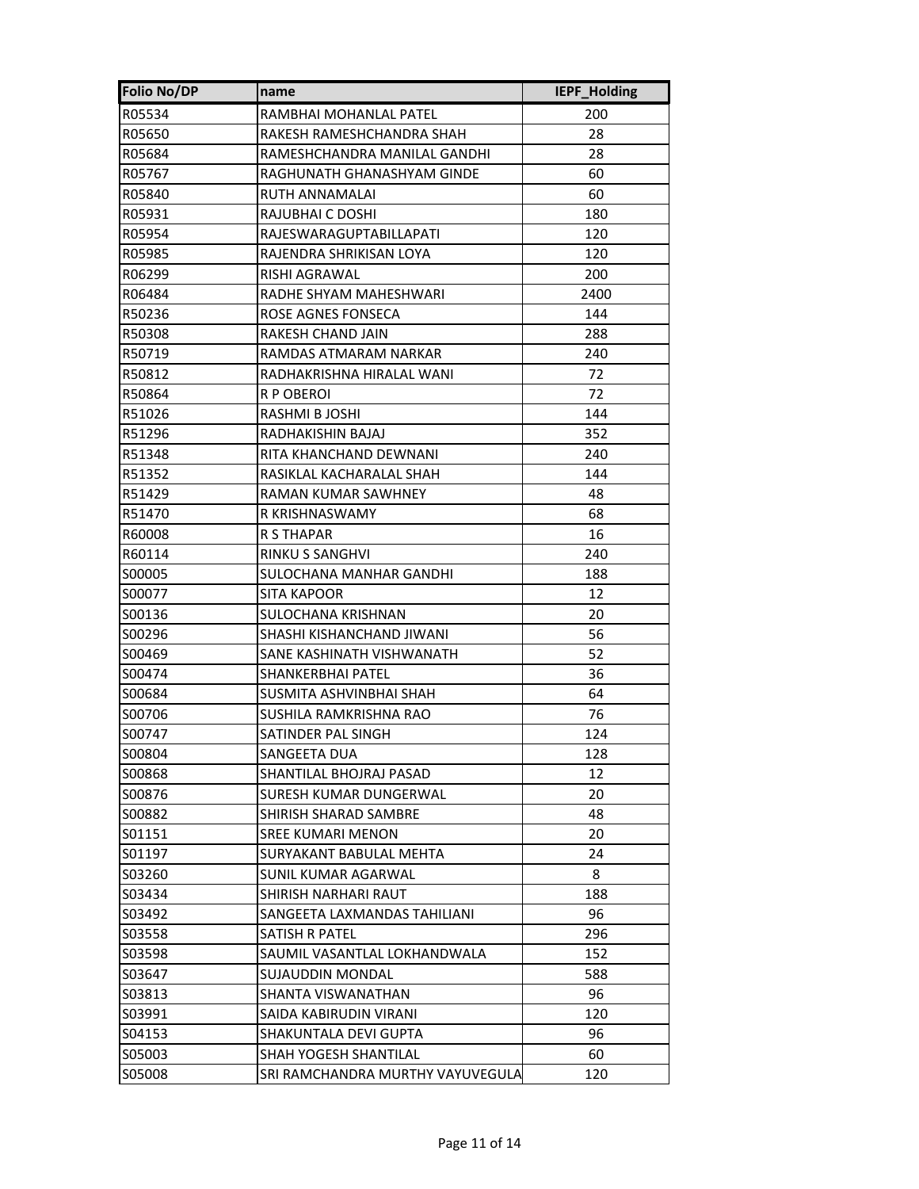| Folio No/DP | name | IEPF_Holding |
|---|---|---|
| R05534 | RAMBHAI MOHANLAL PATEL | 200 |
| R05650 | RAKESH RAMESHCHANDRA SHAH | 28 |
| R05684 | RAMESHCHANDRA MANILAL GANDHI | 28 |
| R05767 | RAGHUNATH GHANASHYAM GINDE | 60 |
| R05840 | RUTH ANNAMALAI | 60 |
| R05931 | RAJUBHAI C DOSHI | 180 |
| R05954 | RAJESWARAGUPTABILLAPATI | 120 |
| R05985 | RAJENDRA SHRIKISAN LOYA | 120 |
| R06299 | RISHI AGRAWAL | 200 |
| R06484 | RADHE SHYAM MAHESHWARI | 2400 |
| R50236 | ROSE AGNES FONSECA | 144 |
| R50308 | RAKESH CHAND JAIN | 288 |
| R50719 | RAMDAS ATMARAM NARKAR | 240 |
| R50812 | RADHAKRISHNA HIRALAL WANI | 72 |
| R50864 | R P OBEROI | 72 |
| R51026 | RASHMI B JOSHI | 144 |
| R51296 | RADHAKISHIN BAJAJ | 352 |
| R51348 | RITA KHANCHAND DEWNANI | 240 |
| R51352 | RASIKLAL KACHARALAL SHAH | 144 |
| R51429 | RAMAN KUMAR SAWHNEY | 48 |
| R51470 | R KRISHNASWAMY | 68 |
| R60008 | R S THAPAR | 16 |
| R60114 | RINKU S SANGHVI | 240 |
| S00005 | SULOCHANA MANHAR GANDHI | 188 |
| S00077 | SITA KAPOOR | 12 |
| S00136 | SULOCHANA KRISHNAN | 20 |
| S00296 | SHASHI KISHANCHAND JIWANI | 56 |
| S00469 | SANE KASHINATH VISHWANATH | 52 |
| S00474 | SHANKERBHAI PATEL | 36 |
| S00684 | SUSMITA ASHVINBHAI SHAH | 64 |
| S00706 | SUSHILA RAMKRISHNA RAO | 76 |
| S00747 | SATINDER PAL SINGH | 124 |
| S00804 | SANGEETA DUA | 128 |
| S00868 | SHANTILAL BHOJRAJ PASAD | 12 |
| S00876 | SURESH KUMAR DUNGERWAL | 20 |
| S00882 | SHIRISH SHARAD SAMBRE | 48 |
| S01151 | SREE KUMARI MENON | 20 |
| S01197 | SURYAKANT BABULAL MEHTA | 24 |
| S03260 | SUNIL KUMAR AGARWAL | 8 |
| S03434 | SHIRISH NARHARI RAUT | 188 |
| S03492 | SANGEETA LAXMANDAS TAHILIANI | 96 |
| S03558 | SATISH R PATEL | 296 |
| S03598 | SAUMIL VASANTLAL LOKHANDWALA | 152 |
| S03647 | SUJAUDDIN MONDAL | 588 |
| S03813 | SHANTA VISWANATHAN | 96 |
| S03991 | SAIDA KABIRUDIN VIRANI | 120 |
| S04153 | SHAKUNTALA DEVI GUPTA | 96 |
| S05003 | SHAH YOGESH SHANTILAL | 60 |
| S05008 | SRI RAMCHANDRA MURTHY VAYUVEGULA | 120 |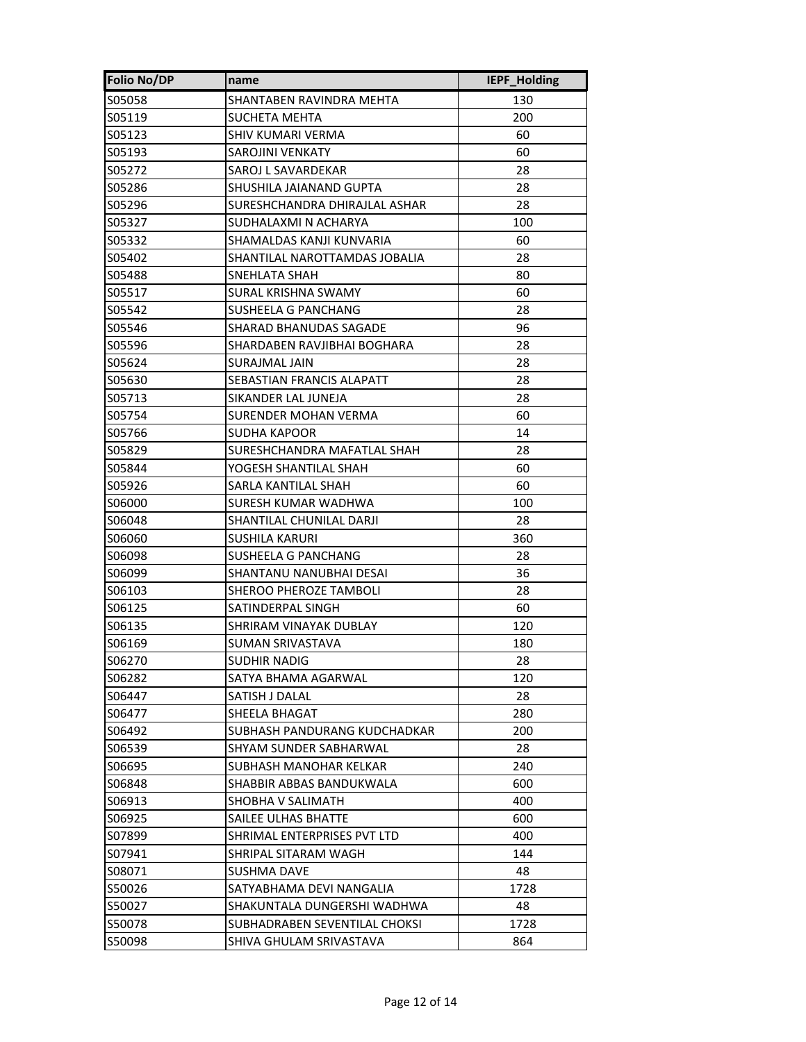| Folio No/DP | name | IEPF_Holding |
|---|---|---|
| S05058 | SHANTABEN RAVINDRA MEHTA | 130 |
| S05119 | SUCHETA MEHTA | 200 |
| S05123 | SHIV KUMARI VERMA | 60 |
| S05193 | SAROJINI VENKATY | 60 |
| S05272 | SAROJ L SAVARDEKAR | 28 |
| S05286 | SHUSHILA JAIANAND GUPTA | 28 |
| S05296 | SURESHCHANDRA DHIRAJLAL ASHAR | 28 |
| S05327 | SUDHALAXMI N ACHARYA | 100 |
| S05332 | SHAMALDAS KANJI KUNVARIA | 60 |
| S05402 | SHANTILAL NAROTTAMDAS JOBALIA | 28 |
| S05488 | SNEHLATA SHAH | 80 |
| S05517 | SURAL KRISHNA SWAMY | 60 |
| S05542 | SUSHEELA G PANCHANG | 28 |
| S05546 | SHARAD BHANUDAS SAGADE | 96 |
| S05596 | SHARDABEN RAVJIBHAI BOGHARA | 28 |
| S05624 | SURAJMAL JAIN | 28 |
| S05630 | SEBASTIAN FRANCIS ALAPATT | 28 |
| S05713 | SIKANDER LAL JUNEJA | 28 |
| S05754 | SURENDER MOHAN VERMA | 60 |
| S05766 | SUDHA KAPOOR | 14 |
| S05829 | SURESHCHANDRA MAFATLAL SHAH | 28 |
| S05844 | YOGESH SHANTILAL SHAH | 60 |
| S05926 | SARLA KANTILAL SHAH | 60 |
| S06000 | SURESH KUMAR WADHWA | 100 |
| S06048 | SHANTILAL CHUNILAL DARJI | 28 |
| S06060 | SUSHILA KARURI | 360 |
| S06098 | SUSHEELA G PANCHANG | 28 |
| S06099 | SHANTANU NANUBHAI DESAI | 36 |
| S06103 | SHEROO PHEROZE TAMBOLI | 28 |
| S06125 | SATINDERPAL SINGH | 60 |
| S06135 | SHRIRAM VINAYAK DUBLAY | 120 |
| S06169 | SUMAN SRIVASTAVA | 180 |
| S06270 | SUDHIR NADIG | 28 |
| S06282 | SATYA BHAMA AGARWAL | 120 |
| S06447 | SATISH J DALAL | 28 |
| S06477 | SHEELA BHAGAT | 280 |
| S06492 | SUBHASH PANDURANG KUDCHADKAR | 200 |
| S06539 | SHYAM SUNDER SABHARWAL | 28 |
| S06695 | SUBHASH MANOHAR KELKAR | 240 |
| S06848 | SHABBIR ABBAS BANDUKWALA | 600 |
| S06913 | SHOBHA V SALIMATH | 400 |
| S06925 | SAILEE ULHAS BHATTE | 600 |
| S07899 | SHRIMAL ENTERPRISES PVT LTD | 400 |
| S07941 | SHRIPAL SITARAM WAGH | 144 |
| S08071 | SUSHMA DAVE | 48 |
| S50026 | SATYABHAMA DEVI NANGALIA | 1728 |
| S50027 | SHAKUNTALA DUNGERSHI WADHWA | 48 |
| S50078 | SUBHADRABEN SEVENTILAL CHOKSI | 1728 |
| S50098 | SHIVA GHULAM SRIVASTAVA | 864 |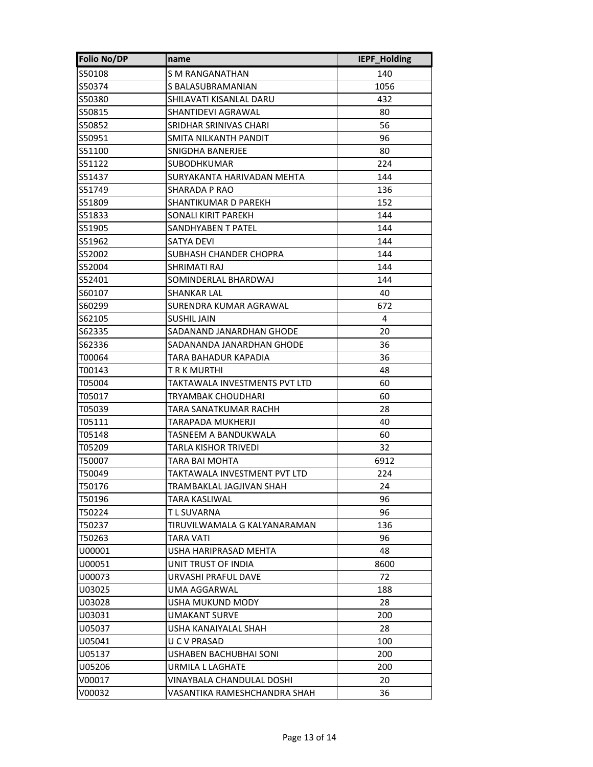| Folio No/DP | name | IEPF_Holding |
|---|---|---|
| S50108 | S M RANGANATHAN | 140 |
| S50374 | S BALASUBRAMANIAN | 1056 |
| S50380 | SHILAVATI KISANLAL DARU | 432 |
| S50815 | SHANTIDEVI AGRAWAL | 80 |
| S50852 | SRIDHAR SRINIVAS CHARI | 56 |
| S50951 | SMITA NILKANTH PANDIT | 96 |
| S51100 | SNIGDHA BANERJEE | 80 |
| S51122 | SUBODHKUMAR | 224 |
| S51437 | SURYAKANTA HARIVADAN MEHTA | 144 |
| S51749 | SHARADA P RAO | 136 |
| S51809 | SHANTIKUMAR D PAREKH | 152 |
| S51833 | SONALI KIRIT PAREKH | 144 |
| S51905 | SANDHYABEN T PATEL | 144 |
| S51962 | SATYA DEVI | 144 |
| S52002 | SUBHASH CHANDER CHOPRA | 144 |
| S52004 | SHRIMATI RAJ | 144 |
| S52401 | SOMINDERLAL BHARDWAJ | 144 |
| S60107 | SHANKAR LAL | 40 |
| S60299 | SURENDRA KUMAR AGRAWAL | 672 |
| S62105 | SUSHIL JAIN | 4 |
| S62335 | SADANAND JANARDHAN GHODE | 20 |
| S62336 | SADANANDA JANARDHAN GHODE | 36 |
| T00064 | TARA BAHADUR KAPADIA | 36 |
| T00143 | T R K MURTHI | 48 |
| T05004 | TAKTAWALA INVESTMENTS PVT LTD | 60 |
| T05017 | TRYAMBAK CHOUDHARI | 60 |
| T05039 | TARA SANATKUMAR RACHH | 28 |
| T05111 | TARAPADA MUKHERJI | 40 |
| T05148 | TASNEEM A BANDUKWALA | 60 |
| T05209 | TARLA KISHOR TRIVEDI | 32 |
| T50007 | TARA BAI MOHTA | 6912 |
| T50049 | TAKTAWALA INVESTMENT PVT LTD | 224 |
| T50176 | TRAMBAKLAL JAGJIVAN SHAH | 24 |
| T50196 | TARA KASLIWAL | 96 |
| T50224 | T L SUVARNA | 96 |
| T50237 | TIRUVILWAMALA G KALYANARAMAN | 136 |
| T50263 | TARA VATI | 96 |
| U00001 | USHA HARIPRASAD MEHTA | 48 |
| U00051 | UNIT TRUST OF INDIA | 8600 |
| U00073 | URVASHI PRAFUL DAVE | 72 |
| U03025 | UMA AGGARWAL | 188 |
| U03028 | USHA MUKUND MODY | 28 |
| U03031 | UMAKANT SURVE | 200 |
| U05037 | USHA KANAIYALAL SHAH | 28 |
| U05041 | U C V PRASAD | 100 |
| U05137 | USHABEN BACHUBHAI SONI | 200 |
| U05206 | URMILA L LAGHATE | 200 |
| V00017 | VINAYBALA CHANDULAL DOSHI | 20 |
| V00032 | VASANTIKA RAMESHCHANDRA SHAH | 36 |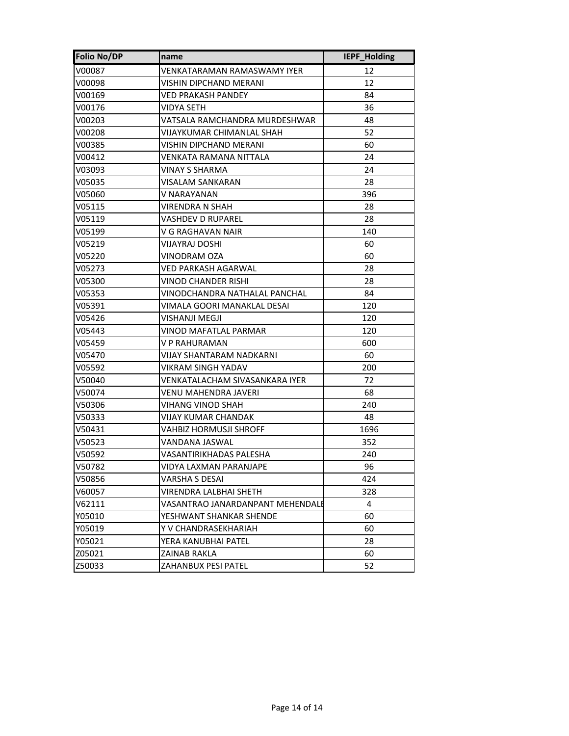| Folio No/DP | name | IEPF_Holding |
|---|---|---|
| V00087 | VENKATARAMAN RAMASWAMY IYER | 12 |
| V00098 | VISHIN DIPCHAND MERANI | 12 |
| V00169 | VED PRAKASH PANDEY | 84 |
| V00176 | VIDYA SETH | 36 |
| V00203 | VATSALA RAMCHANDRA MURDESHWAR | 48 |
| V00208 | VIJAYKUMAR CHIMANLAL SHAH | 52 |
| V00385 | VISHIN DIPCHAND MERANI | 60 |
| V00412 | VENKATA RAMANA NITTALA | 24 |
| V03093 | VINAY S SHARMA | 24 |
| V05035 | VISALAM SANKARAN | 28 |
| V05060 | V NARAYANAN | 396 |
| V05115 | VIRENDRA N SHAH | 28 |
| V05119 | VASHDEV D RUPAREL | 28 |
| V05199 | V G RAGHAVAN NAIR | 140 |
| V05219 | VIJAYRAJ DOSHI | 60 |
| V05220 | VINODRAM OZA | 60 |
| V05273 | VED PARKASH AGARWAL | 28 |
| V05300 | VINOD CHANDER RISHI | 28 |
| V05353 | VINODCHANDRA NATHALAL PANCHAL | 84 |
| V05391 | VIMALA GOORI MANAKLAL DESAI | 120 |
| V05426 | VISHANJI MEGJI | 120 |
| V05443 | VINOD MAFATLAL PARMAR | 120 |
| V05459 | V P RAHURAMAN | 600 |
| V05470 | VIJAY SHANTARAM NADKARNI | 60 |
| V05592 | VIKRAM SINGH YADAV | 200 |
| V50040 | VENKATALACHAM SIVASANKARA IYER | 72 |
| V50074 | VENU MAHENDRA JAVERI | 68 |
| V50306 | VIHANG VINOD SHAH | 240 |
| V50333 | VIJAY KUMAR CHANDAK | 48 |
| V50431 | VAHBIZ HORMUSJI SHROFF | 1696 |
| V50523 | VANDANA JASWAL | 352 |
| V50592 | VASANTIRIKHADAS PALESHA | 240 |
| V50782 | VIDYA LAXMAN PARANJAPE | 96 |
| V50856 | VARSHA S DESAI | 424 |
| V60057 | VIRENDRA LALBHAI SHETH | 328 |
| V62111 | VASANTRAO JANARDANPANT MEHENDALE | 4 |
| Y05010 | YESHWANT SHANKAR SHENDE | 60 |
| Y05019 | Y V CHANDRASEKHARIAH | 60 |
| Y05021 | YERA KANUBHAI PATEL | 28 |
| Z05021 | ZAINAB RAKLA | 60 |
| Z50033 | ZAHANBUX PESI PATEL | 52 |